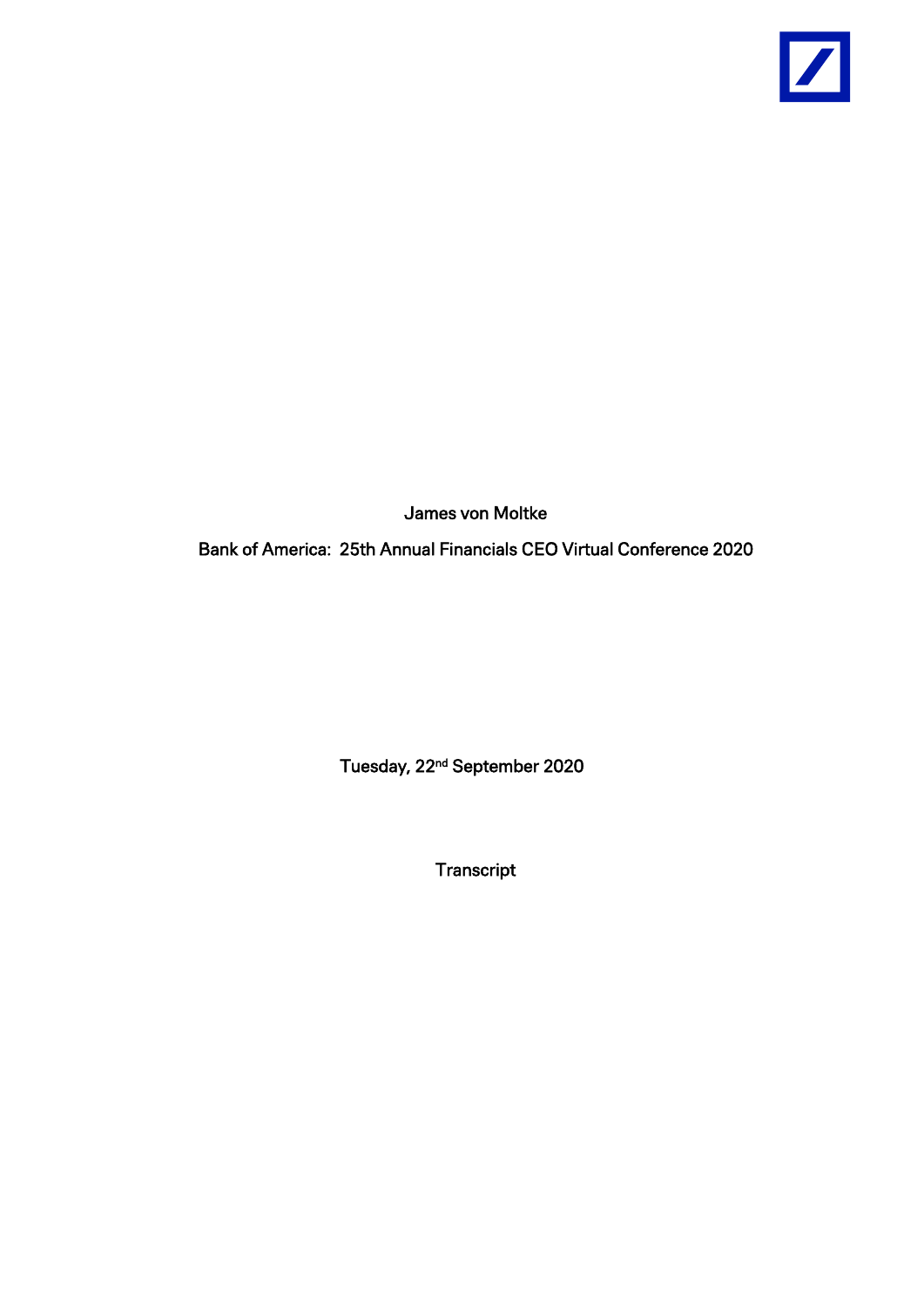James von Moltke

Bank of America: 25th Annual Financials CEO Virtual Conference 2020

Tuesday, 22nd September 2020

Transcript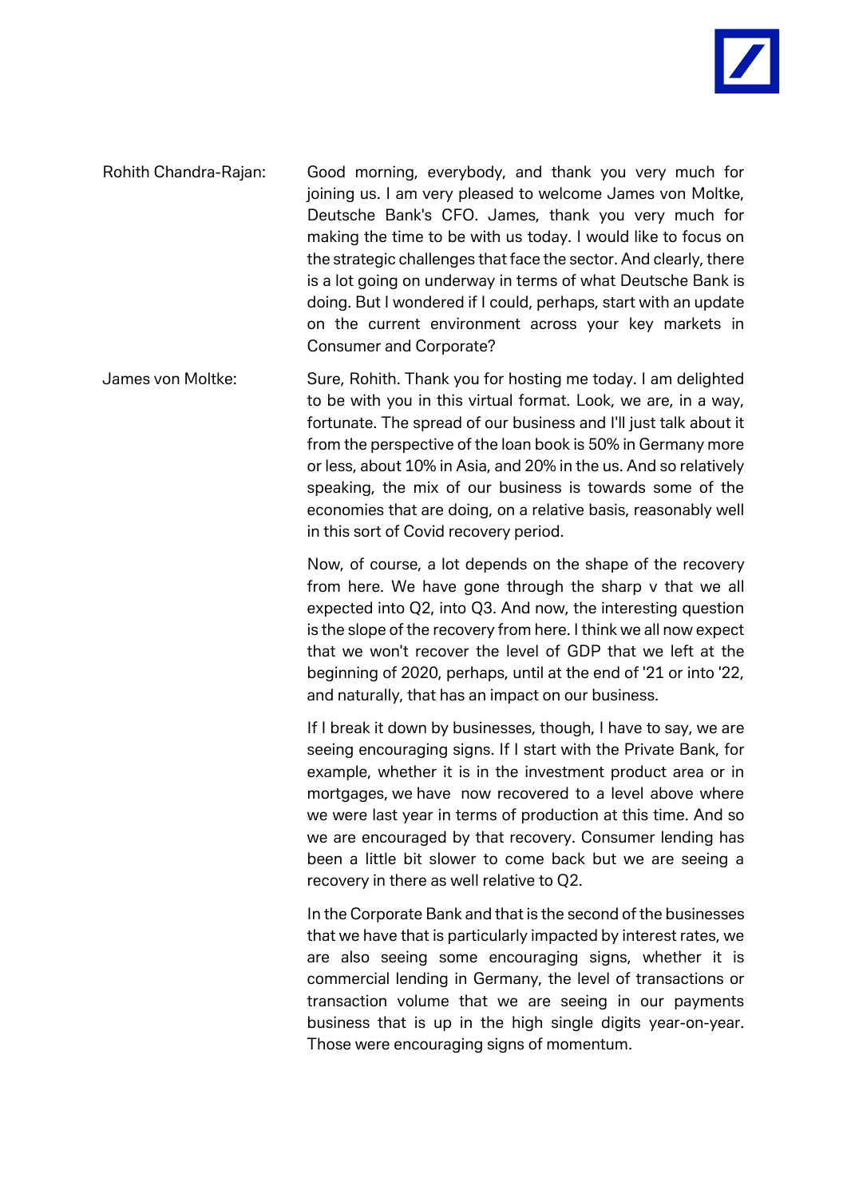Rohith Chandra-Rajan: Good morning, everybody, and thank you very much for joining us. I am very pleased to welcome James von Moltke, Deutsche Bank's CFO. James, thank you very much for making the time to be with us today. I would like to focus on the strategic challenges that face the sector. And clearly, there is a lot going on underway in terms of what Deutsche Bank is doing. But I wondered if I could, perhaps, start with an update on the current environment across your key markets in Consumer and Corporate?

James von Moltke: Sure, Rohith. Thank you for hosting me today. I am delighted to be with you in this virtual format. Look, we are, in a way, fortunate. The spread of our business and I'll just talk about it from the perspective of the loan book is 50% in Germany more or less, about 10% in Asia, and 20% in the us. And so relatively speaking, the mix of our business is towards some of the economies that are doing, on a relative basis, reasonably well in this sort of Covid recovery period.

Now, of course, a lot depends on the shape of the recovery from here. We have gone through the sharp v that we all expected into Q2, into Q3. And now, the interesting question is the slope of the recovery from here. I think we all now expect that we won't recover the level of GDP that we left at the beginning of 2020, perhaps, until at the end of '21 or into '22, and naturally, that has an impact on our business.

If I break it down by businesses, though, I have to say, we are seeing encouraging signs. If I start with the Private Bank, for example, whether it is in the investment product area or in mortgages, we have now recovered to a level above where we were last year in terms of production at this time. And so we are encouraged by that recovery. Consumer lending has been a little bit slower to come back but we are seeing a recovery in there as well relative to Q2.

In the Corporate Bank and that is the second of the businesses that we have that is particularly impacted by interest rates, we are also seeing some encouraging signs, whether it is commercial lending in Germany, the level of transactions or transaction volume that we are seeing in our payments business that is up in the high single digits year-on-year. Those were encouraging signs of momentum.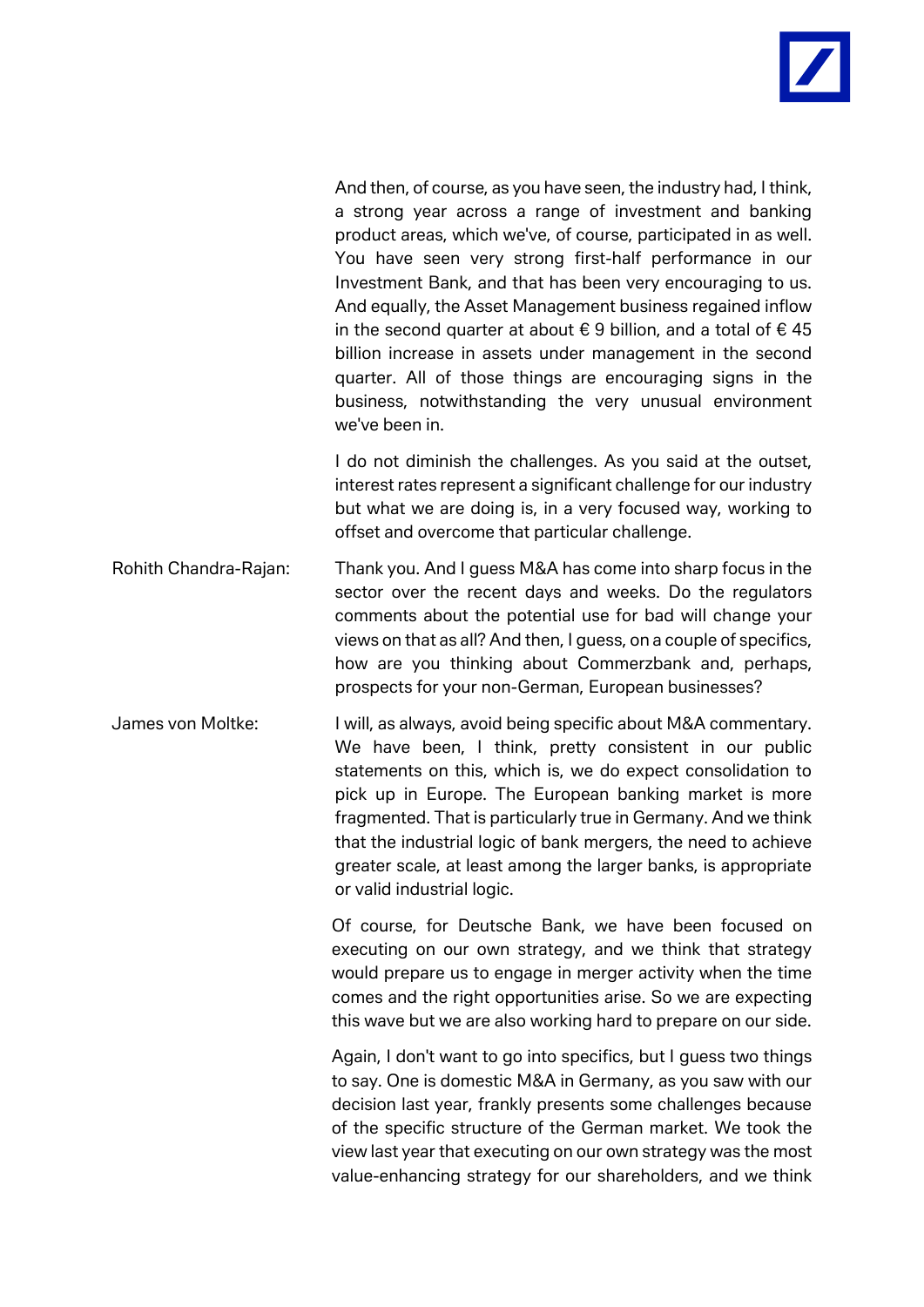And then, of course, as you have seen, the industry had, I think, a strong year across a range of investment and banking product areas, which we've, of course, participated in as well. You have seen very strong first-half performance in our Investment Bank, and that has been very encouraging to us. And equally, the Asset Management business regained inflow in the second quarter at about € 9 billion, and a total of € 45 billion increase in assets under management in the second quarter. All of those things are encouraging signs in the business, notwithstanding the very unusual environment we've been in.

I do not diminish the challenges. As you said at the outset, interest rates represent a significant challenge for our industry but what we are doing is, in a very focused way, working to offset and overcome that particular challenge.

Rohith Chandra-Rajan: Thank you. And I guess M&A has come into sharp focus in the sector over the recent days and weeks. Do the regulators comments about the potential use for bad will change your views on that as all? And then, I guess, on a couple of specifics, how are you thinking about Commerzbank and, perhaps, prospects for your non-German, European businesses?

James von Moltke: I will, as always, avoid being specific about M&A commentary. We have been, I think, pretty consistent in our public statements on this, which is, we do expect consolidation to pick up in Europe. The European banking market is more fragmented. That is particularly true in Germany. And we think that the industrial logic of bank mergers, the need to achieve greater scale, at least among the larger banks, is appropriate or valid industrial logic.

Of course, for Deutsche Bank, we have been focused on executing on our own strategy, and we think that strategy would prepare us to engage in merger activity when the time comes and the right opportunities arise. So we are expecting this wave but we are also working hard to prepare on our side.

Again, I don't want to go into specifics, but I guess two things to say. One is domestic M&A in Germany, as you saw with our decision last year, frankly presents some challenges because of the specific structure of the German market. We took the view last year that executing on our own strategy was the most value-enhancing strategy for our shareholders, and we think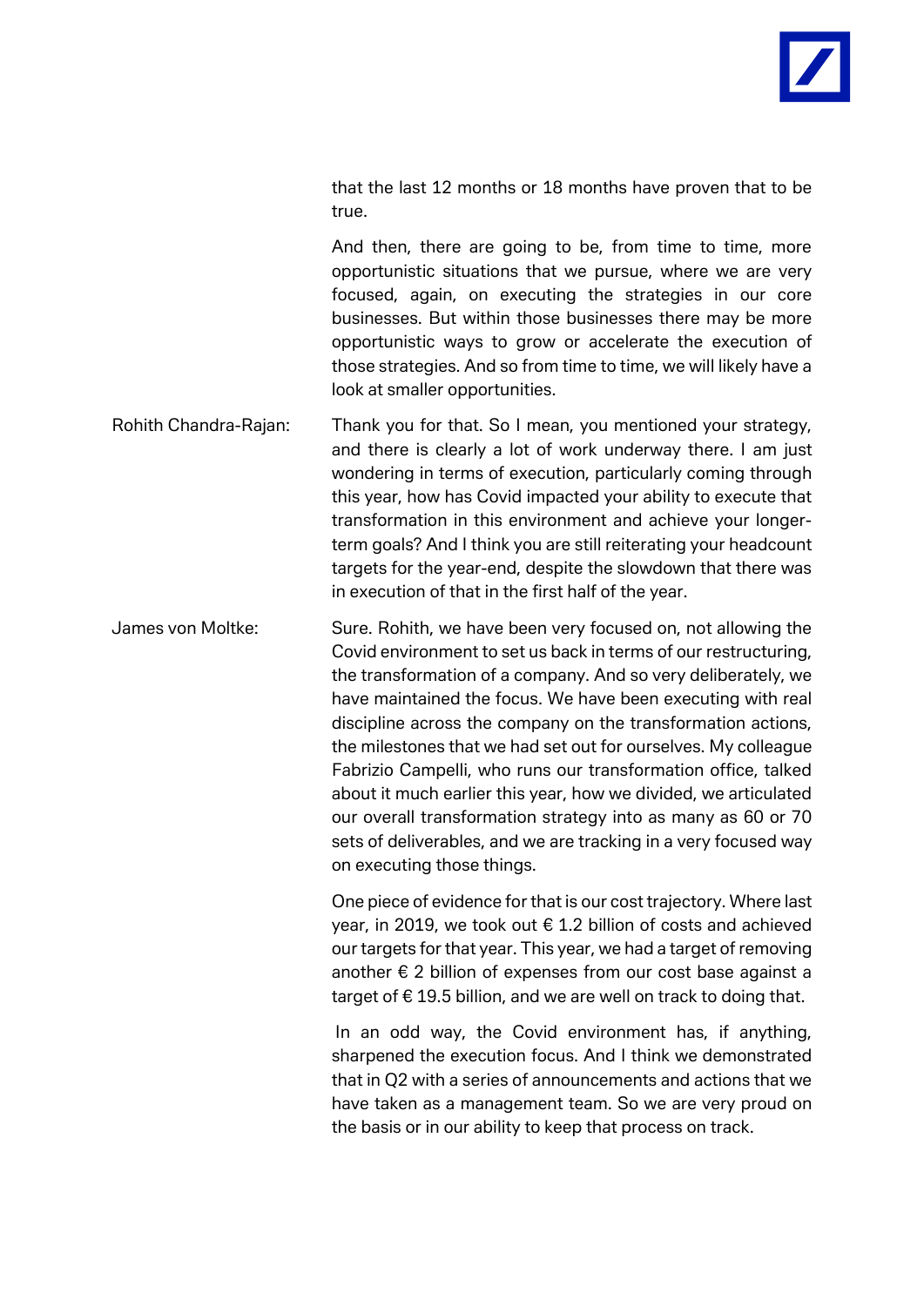that the last 12 months or 18 months have proven that to be true.

And then, there are going to be, from time to time, more opportunistic situations that we pursue, where we are very focused, again, on executing the strategies in our core businesses. But within those businesses there may be more opportunistic ways to grow or accelerate the execution of those strategies. And so from time to time, we will likely have a look at smaller opportunities.

Rohith Chandra-Rajan: Thank you for that. So I mean, you mentioned your strategy, and there is clearly a lot of work underway there. I am just wondering in terms of execution, particularly coming through this year, how has Covid impacted your ability to execute that transformation in this environment and achieve your longer-term goals? And I think you are still reiterating your headcount targets for the year-end, despite the slowdown that there was in execution of that in the first half of the year.

James von Moltke: Sure. Rohith, we have been very focused on, not allowing the Covid environment to set us back in terms of our restructuring, the transformation of a company. And so very deliberately, we have maintained the focus. We have been executing with real discipline across the company on the transformation actions, the milestones that we had set out for ourselves. My colleague Fabrizio Campelli, who runs our transformation office, talked about it much earlier this year, how we divided, we articulated our overall transformation strategy into as many as 60 or 70 sets of deliverables, and we are tracking in a very focused way on executing those things.

One piece of evidence for that is our cost trajectory. Where last year, in 2019, we took out € 1.2 billion of costs and achieved our targets for that year. This year, we had a target of removing another € 2 billion of expenses from our cost base against a target of € 19.5 billion, and we are well on track to doing that.

In an odd way, the Covid environment has, if anything, sharpened the execution focus. And I think we demonstrated that in Q2 with a series of announcements and actions that we have taken as a management team. So we are very proud on the basis or in our ability to keep that process on track.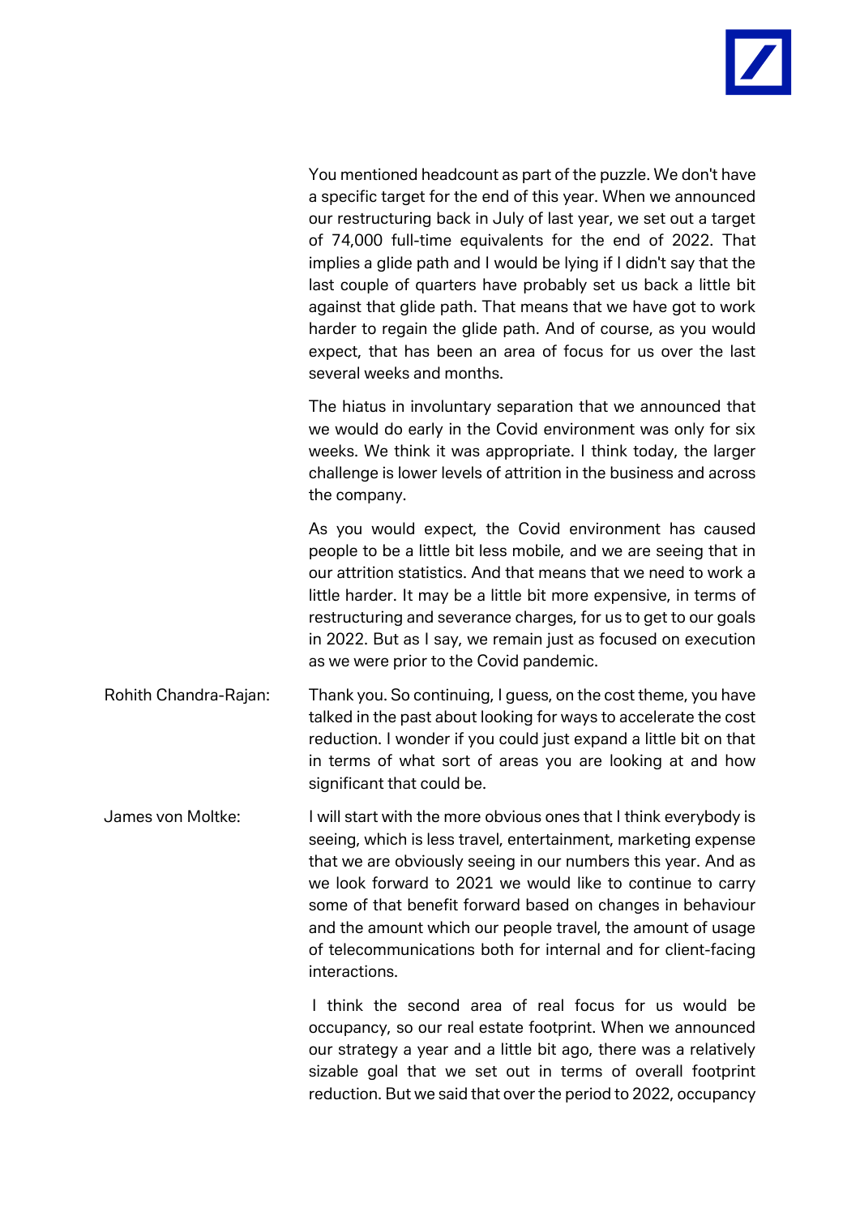You mentioned headcount as part of the puzzle. We don't have a specific target for the end of this year. When we announced our restructuring back in July of last year, we set out a target of 74,000 full-time equivalents for the end of 2022. That implies a glide path and I would be lying if I didn't say that the last couple of quarters have probably set us back a little bit against that glide path. That means that we have got to work harder to regain the glide path. And of course, as you would expect, that has been an area of focus for us over the last several weeks and months.

The hiatus in involuntary separation that we announced that we would do early in the Covid environment was only for six weeks. We think it was appropriate. I think today, the larger challenge is lower levels of attrition in the business and across the company.

As you would expect, the Covid environment has caused people to be a little bit less mobile, and we are seeing that in our attrition statistics. And that means that we need to work a little harder. It may be a little bit more expensive, in terms of restructuring and severance charges, for us to get to our goals in 2022. But as I say, we remain just as focused on execution as we were prior to the Covid pandemic.

Rohith Chandra-Rajan: Thank you. So continuing, I guess, on the cost theme, you have talked in the past about looking for ways to accelerate the cost reduction. I wonder if you could just expand a little bit on that in terms of what sort of areas you are looking at and how significant that could be.

James von Moltke: I will start with the more obvious ones that I think everybody is seeing, which is less travel, entertainment, marketing expense that we are obviously seeing in our numbers this year. And as we look forward to 2021 we would like to continue to carry some of that benefit forward based on changes in behaviour and the amount which our people travel, the amount of usage of telecommunications both for internal and for client-facing interactions.

I think the second area of real focus for us would be occupancy, so our real estate footprint. When we announced our strategy a year and a little bit ago, there was a relatively sizable goal that we set out in terms of overall footprint reduction. But we said that over the period to 2022, occupancy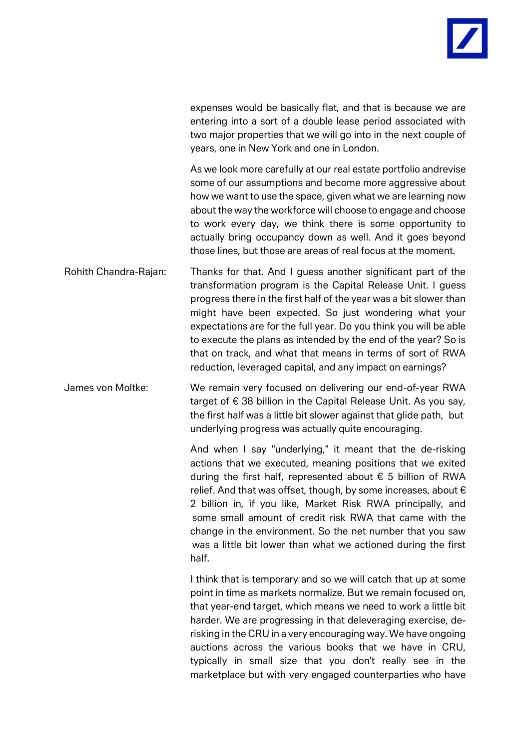expenses would be basically flat, and that is because we are entering into a sort of a double lease period associated with two major properties that we will go into in the next couple of years, one in New York and one in London.

As we look more carefully at our real estate portfolio andrevise some of our assumptions and become more aggressive about how we want to use the space, given what we are learning now about the way the workforce will choose to engage and choose to work every day, we think there is some opportunity to actually bring occupancy down as well. And it goes beyond those lines, but those are areas of real focus at the moment.

Rohith Chandra-Rajan: Thanks for that. And I guess another significant part of the transformation program is the Capital Release Unit. I guess progress there in the first half of the year was a bit slower than might have been expected. So just wondering what your expectations are for the full year. Do you think you will be able to execute the plans as intended by the end of the year? So is that on track, and what that means in terms of sort of RWA reduction, leveraged capital, and any impact on earnings?

James von Moltke: We remain very focused on delivering our end-of-year RWA target of € 38 billion in the Capital Release Unit. As you say, the first half was a little bit slower against that glide path, but underlying progress was actually quite encouraging.

And when I say "underlying," it meant that the de-risking actions that we executed, meaning positions that we exited during the first half, represented about € 5 billion of RWA relief. And that was offset, though, by some increases, about € 2 billion in, if you like, Market Risk RWA principally, and some small amount of credit risk RWA that came with the change in the environment. So the net number that you saw was a little bit lower than what we actioned during the first half.

I think that is temporary and so we will catch that up at some point in time as markets normalize. But we remain focused on, that year-end target, which means we need to work a little bit harder. We are progressing in that deleveraging exercise, de-risking in the CRU in a very encouraging way. We have ongoing auctions across the various books that we have in CRU, typically in small size that you don't really see in the marketplace but with very engaged counterparties who have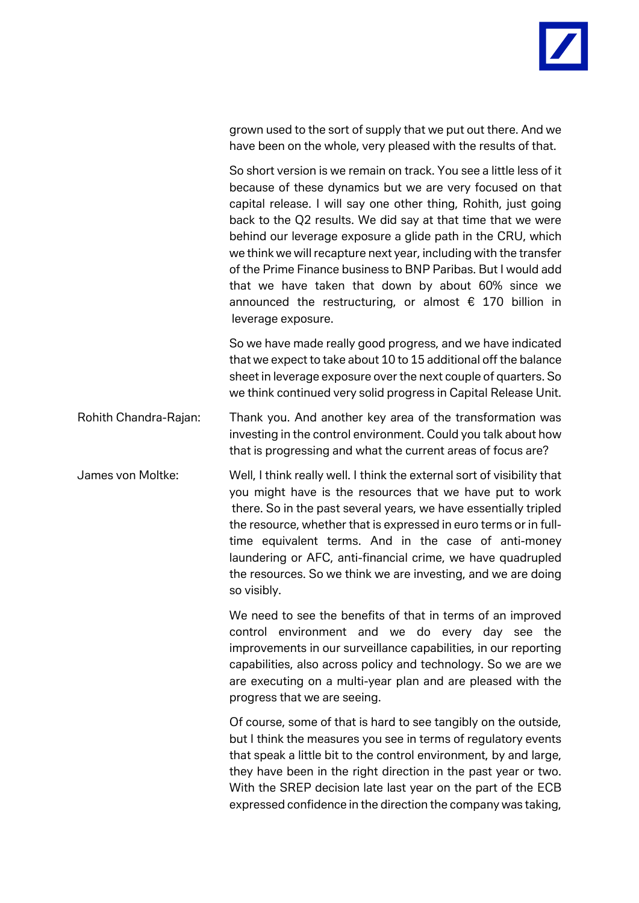grown used to the sort of supply that we put out there. And we have been on the whole, very pleased with the results of that.

So short version is we remain on track. You see a little less of it because of these dynamics but we are very focused on that capital release. I will say one other thing, Rohith, just going back to the Q2 results. We did say at that time that we were behind our leverage exposure a glide path in the CRU, which we think we will recapture next year, including with the transfer of the Prime Finance business to BNP Paribas. But I would add that we have taken that down by about 60% since we announced the restructuring, or almost € 170 billion in leverage exposure.

So we have made really good progress, and we have indicated that we expect to take about 10 to 15 additional off the balance sheet in leverage exposure over the next couple of quarters. So we think continued very solid progress in Capital Release Unit.

**Rohith Chandra-Rajan:** Thank you. And another key area of the transformation was investing in the control environment. Could you talk about how that is progressing and what the current areas of focus are?

**James von Moltke:** Well, I think really well. I think the external sort of visibility that you might have is the resources that we have put to work there. So in the past several years, we have essentially tripled the resource, whether that is expressed in euro terms or in full-time equivalent terms. And in the case of anti-money laundering or AFC, anti-financial crime, we have quadrupled the resources. So we think we are investing, and we are doing so visibly.

We need to see the benefits of that in terms of an improved control environment and we do every day see the improvements in our surveillance capabilities, in our reporting capabilities, also across policy and technology. So we are we are executing on a multi-year plan and are pleased with the progress that we are seeing.

Of course, some of that is hard to see tangibly on the outside, but I think the measures you see in terms of regulatory events that speak a little bit to the control environment, by and large, they have been in the right direction in the past year or two. With the SREP decision late last year on the part of the ECB expressed confidence in the direction the company was taking,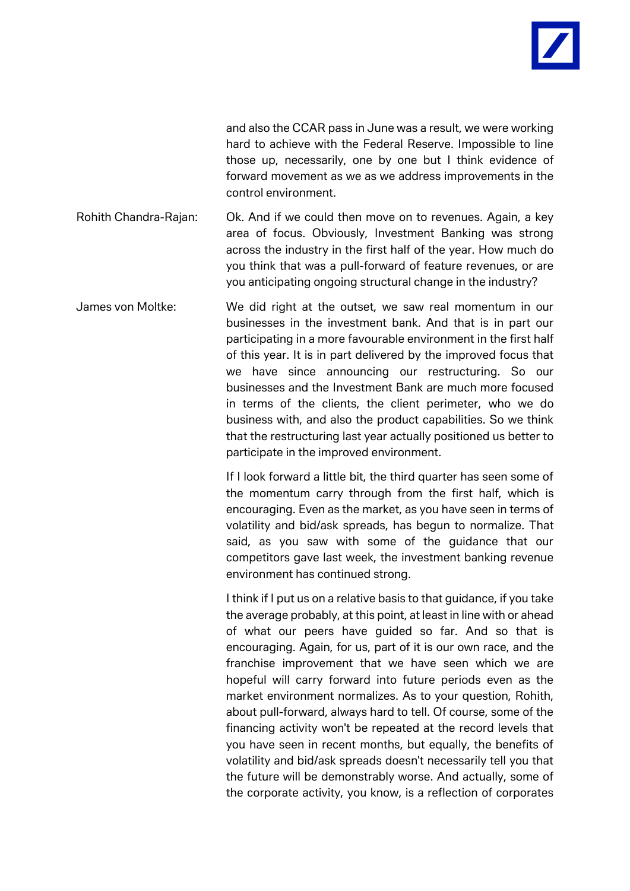and also the CCAR pass in June was a result, we were working hard to achieve with the Federal Reserve. Impossible to line those up, necessarily, one by one but I think evidence of forward movement as we as we address improvements in the control environment.

**Rohith Chandra-Rajan:** Ok. And if we could then move on to revenues. Again, a key area of focus. Obviously, Investment Banking was strong across the industry in the first half of the year. How much do you think that was a pull-forward of feature revenues, or are you anticipating ongoing structural change in the industry?

**James von Moltke:** We did right at the outset, we saw real momentum in our businesses in the investment bank. And that is in part our participating in a more favourable environment in the first half of this year. It is in part delivered by the improved focus that we have since announcing our restructuring. So our businesses and the Investment Bank are much more focused in terms of the clients, the client perimeter, who we do business with, and also the product capabilities. So we think that the restructuring last year actually positioned us better to participate in the improved environment.

If I look forward a little bit, the third quarter has seen some of the momentum carry through from the first half, which is encouraging. Even as the market, as you have seen in terms of volatility and bid/ask spreads, has begun to normalize. That said, as you saw with some of the guidance that our competitors gave last week, the investment banking revenue environment has continued strong.

I think if I put us on a relative basis to that guidance, if you take the average probably, at this point, at least in line with or ahead of what our peers have guided so far. And so that is encouraging. Again, for us, part of it is our own race, and the franchise improvement that we have seen which we are hopeful will carry forward into future periods even as the market environment normalizes. As to your question, Rohith, about pull-forward, always hard to tell. Of course, some of the financing activity won't be repeated at the record levels that you have seen in recent months, but equally, the benefits of volatility and bid/ask spreads doesn't necessarily tell you that the future will be demonstrably worse. And actually, some of the corporate activity, you know, is a reflection of corporates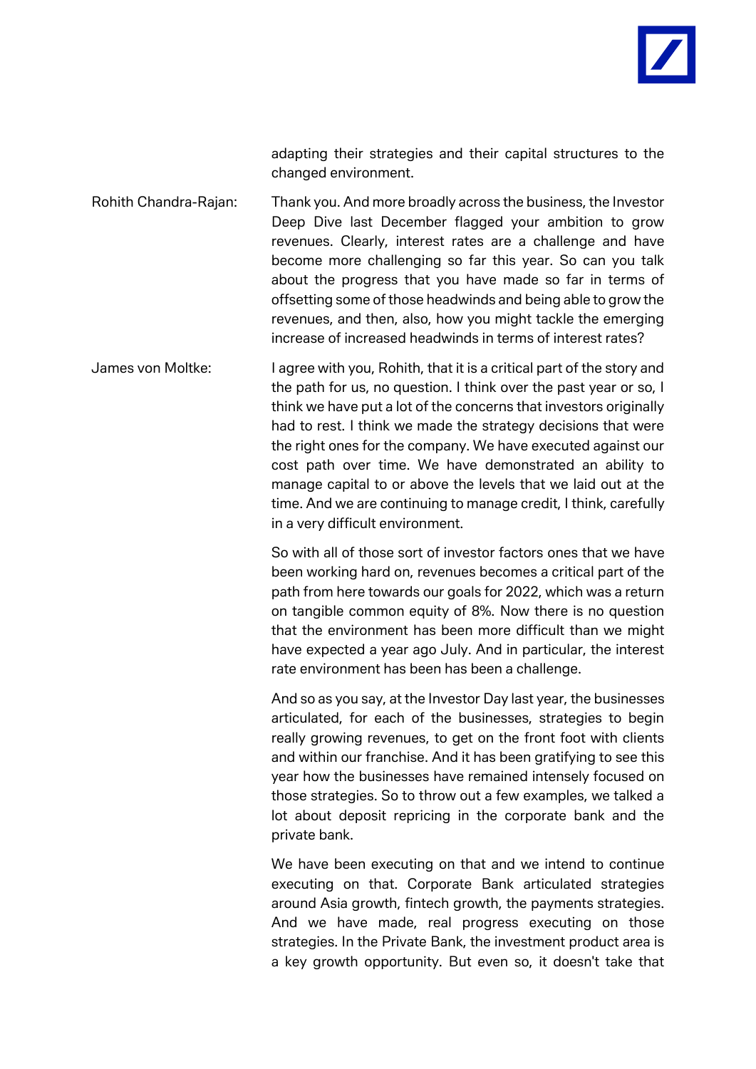adapting their strategies and their capital structures to the changed environment.

Rohith Chandra-Rajan: Thank you. And more broadly across the business, the Investor Deep Dive last December flagged your ambition to grow revenues. Clearly, interest rates are a challenge and have become more challenging so far this year. So can you talk about the progress that you have made so far in terms of offsetting some of those headwinds and being able to grow the revenues, and then, also, how you might tackle the emerging increase of increased headwinds in terms of interest rates?

James von Moltke: I agree with you, Rohith, that it is a critical part of the story and the path for us, no question. I think over the past year or so, I think we have put a lot of the concerns that investors originally had to rest. I think we made the strategy decisions that were the right ones for the company. We have executed against our cost path over time. We have demonstrated an ability to manage capital to or above the levels that we laid out at the time. And we are continuing to manage credit, I think, carefully in a very difficult environment.

So with all of those sort of investor factors ones that we have been working hard on, revenues becomes a critical part of the path from here towards our goals for 2022, which was a return on tangible common equity of 8%. Now there is no question that the environment has been more difficult than we might have expected a year ago July. And in particular, the interest rate environment has been has been a challenge.

And so as you say, at the Investor Day last year, the businesses articulated, for each of the businesses, strategies to begin really growing revenues, to get on the front foot with clients and within our franchise. And it has been gratifying to see this year how the businesses have remained intensely focused on those strategies. So to throw out a few examples, we talked a lot about deposit repricing in the corporate bank and the private bank.

We have been executing on that and we intend to continue executing on that. Corporate Bank articulated strategies around Asia growth, fintech growth, the payments strategies. And we have made, real progress executing on those strategies. In the Private Bank, the investment product area is a key growth opportunity. But even so, it doesn't take that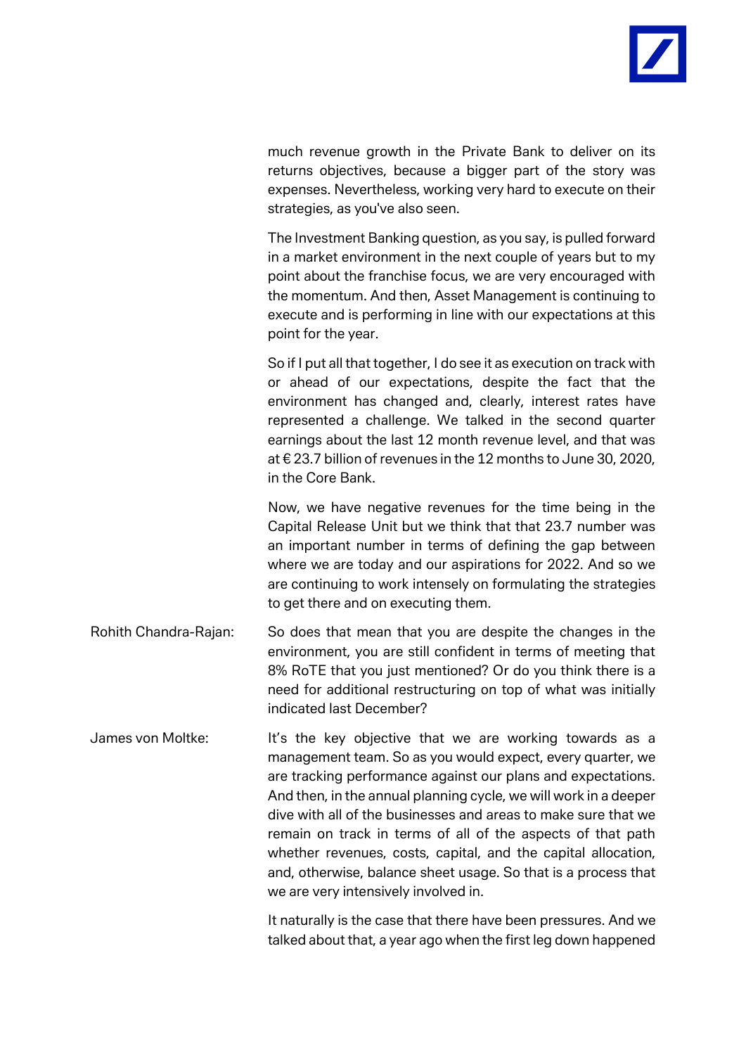much revenue growth in the Private Bank to deliver on its returns objectives, because a bigger part of the story was expenses. Nevertheless, working very hard to execute on their strategies, as you've also seen.

The Investment Banking question, as you say, is pulled forward in a market environment in the next couple of years but to my point about the franchise focus, we are very encouraged with the momentum. And then, Asset Management is continuing to execute and is performing in line with our expectations at this point for the year.

So if I put all that together, I do see it as execution on track with or ahead of our expectations, despite the fact that the environment has changed and, clearly, interest rates have represented a challenge. We talked in the second quarter earnings about the last 12 month revenue level, and that was at € 23.7 billion of revenues in the 12 months to June 30, 2020, in the Core Bank.

Now, we have negative revenues for the time being in the Capital Release Unit but we think that that 23.7 number was an important number in terms of defining the gap between where we are today and our aspirations for 2022. And so we are continuing to work intensely on formulating the strategies to get there and on executing them.

**Rohith Chandra-Rajan:** So does that mean that you are despite the changes in the environment, you are still confident in terms of meeting that 8% RoTE that you just mentioned? Or do you think there is a need for additional restructuring on top of what was initially indicated last December?

**James von Moltke:** It's the key objective that we are working towards as a management team. So as you would expect, every quarter, we are tracking performance against our plans and expectations. And then, in the annual planning cycle, we will work in a deeper dive with all of the businesses and areas to make sure that we remain on track in terms of all of the aspects of that path whether revenues, costs, capital, and the capital allocation, and, otherwise, balance sheet usage. So that is a process that we are very intensively involved in.

It naturally is the case that there have been pressures. And we talked about that, a year ago when the first leg down happened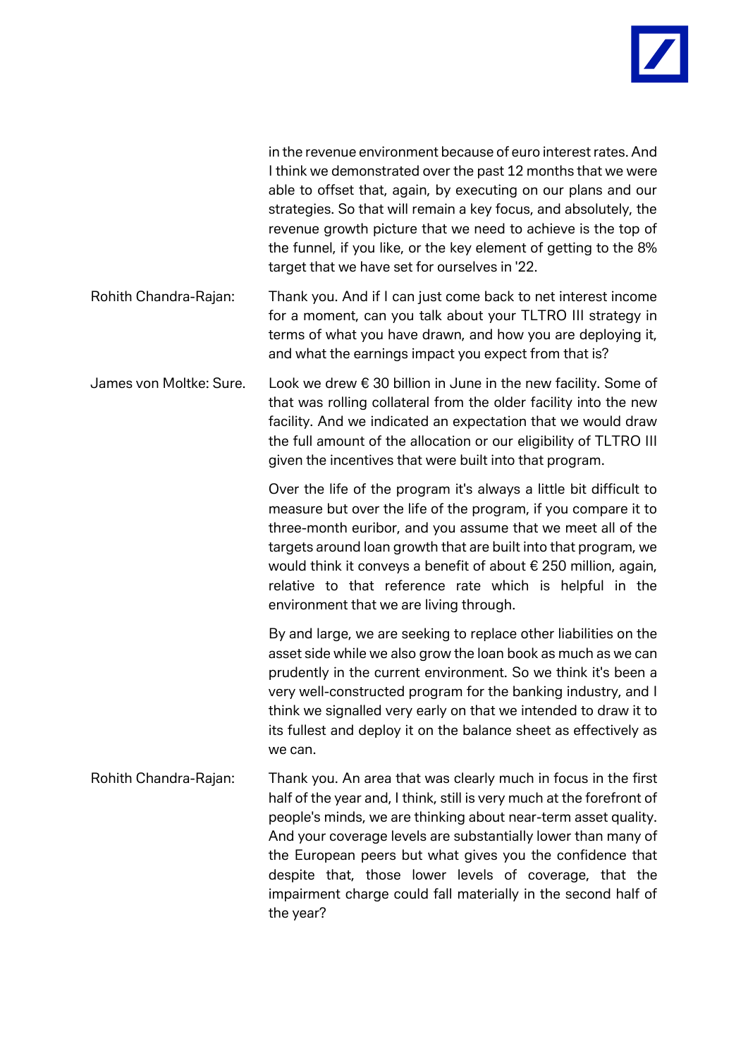in the revenue environment because of euro interest rates. And I think we demonstrated over the past 12 months that we were able to offset that, again, by executing on our plans and our strategies. So that will remain a key focus, and absolutely, the revenue growth picture that we need to achieve is the top of the funnel, if you like, or the key element of getting to the 8% target that we have set for ourselves in '22.

Rohith Chandra-Rajan: Thank you. And if I can just come back to net interest income for a moment, can you talk about your TLTRO III strategy in terms of what you have drawn, and how you are deploying it, and what the earnings impact you expect from that is?

James von Moltke: Sure. Look we drew € 30 billion in June in the new facility. Some of that was rolling collateral from the older facility into the new facility. And we indicated an expectation that we would draw the full amount of the allocation or our eligibility of TLTRO III given the incentives that were built into that program.

Over the life of the program it's always a little bit difficult to measure but over the life of the program, if you compare it to three-month euribor, and you assume that we meet all of the targets around loan growth that are built into that program, we would think it conveys a benefit of about € 250 million, again, relative to that reference rate which is helpful in the environment that we are living through.

By and large, we are seeking to replace other liabilities on the asset side while we also grow the loan book as much as we can prudently in the current environment. So we think it's been a very well-constructed program for the banking industry, and I think we signalled very early on that we intended to draw it to its fullest and deploy it on the balance sheet as effectively as we can.

Rohith Chandra-Rajan: Thank you. An area that was clearly much in focus in the first half of the year and, I think, still is very much at the forefront of people's minds, we are thinking about near-term asset quality. And your coverage levels are substantially lower than many of the European peers but what gives you the confidence that despite that, those lower levels of coverage, that the impairment charge could fall materially in the second half of the year?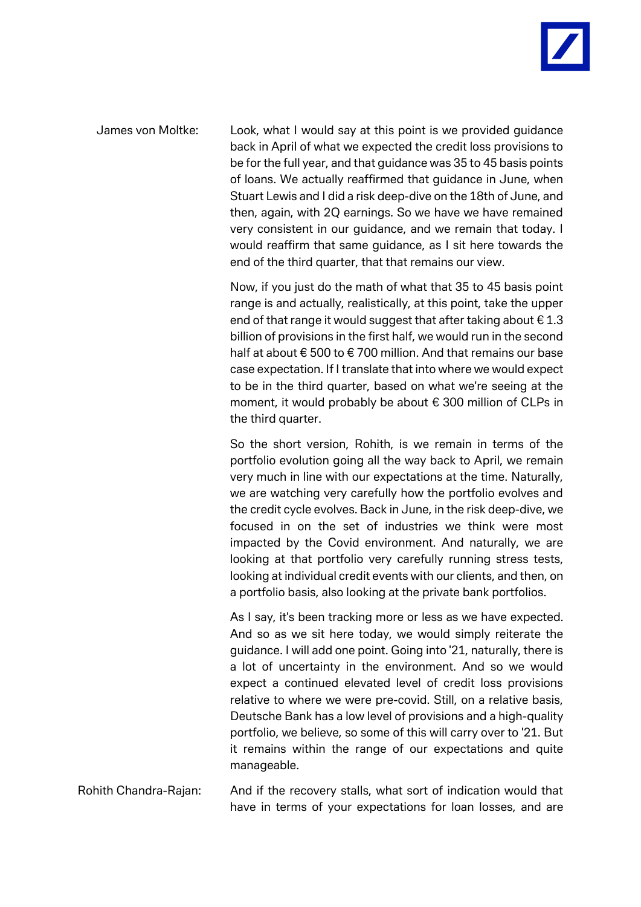James von Moltke: Look, what I would say at this point is we provided guidance back in April of what we expected the credit loss provisions to be for the full year, and that guidance was 35 to 45 basis points of loans. We actually reaffirmed that guidance in June, when Stuart Lewis and I did a risk deep-dive on the 18th of June, and then, again, with 2Q earnings. So we have we have remained very consistent in our guidance, and we remain that today. I would reaffirm that same guidance, as I sit here towards the end of the third quarter, that that remains our view.

Now, if you just do the math of what that 35 to 45 basis point range is and actually, realistically, at this point, take the upper end of that range it would suggest that after taking about € 1.3 billion of provisions in the first half, we would run in the second half at about € 500 to € 700 million. And that remains our base case expectation. If I translate that into where we would expect to be in the third quarter, based on what we're seeing at the moment, it would probably be about € 300 million of CLPs in the third quarter.

So the short version, Rohith, is we remain in terms of the portfolio evolution going all the way back to April, we remain very much in line with our expectations at the time. Naturally, we are watching very carefully how the portfolio evolves and the credit cycle evolves. Back in June, in the risk deep-dive, we focused in on the set of industries we think were most impacted by the Covid environment. And naturally, we are looking at that portfolio very carefully running stress tests, looking at individual credit events with our clients, and then, on a portfolio basis, also looking at the private bank portfolios.

As I say, it's been tracking more or less as we have expected. And so as we sit here today, we would simply reiterate the guidance. I will add one point. Going into '21, naturally, there is a lot of uncertainty in the environment. And so we would expect a continued elevated level of credit loss provisions relative to where we were pre-covid. Still, on a relative basis, Deutsche Bank has a low level of provisions and a high-quality portfolio, we believe, so some of this will carry over to '21. But it remains within the range of our expectations and quite manageable.

Rohith Chandra-Rajan: And if the recovery stalls, what sort of indication would that have in terms of your expectations for loan losses, and are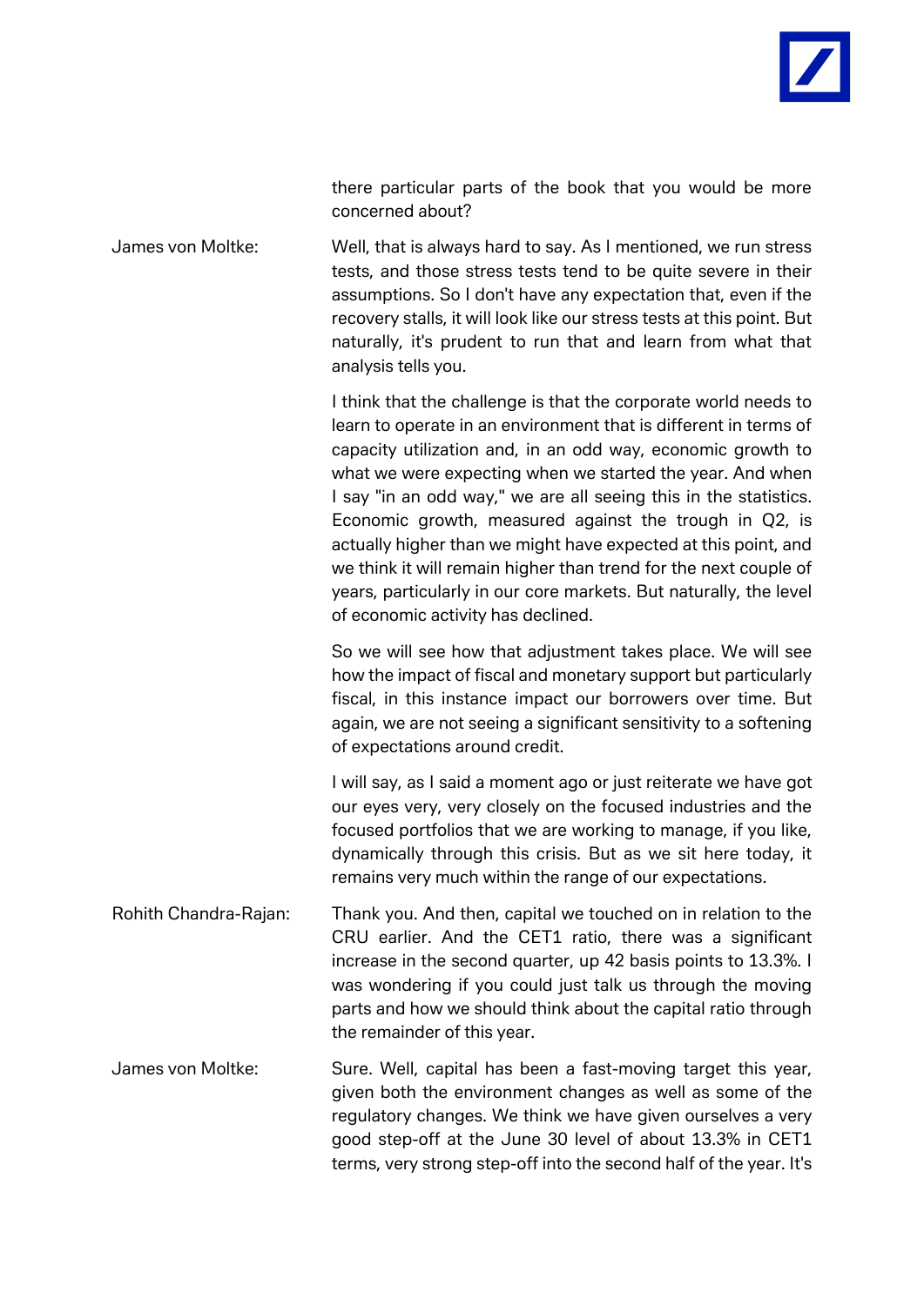there particular parts of the book that you would be more concerned about?

James von Moltke: Well, that is always hard to say. As I mentioned, we run stress tests, and those stress tests tend to be quite severe in their assumptions. So I don't have any expectation that, even if the recovery stalls, it will look like our stress tests at this point. But naturally, it's prudent to run that and learn from what that analysis tells you.

I think that the challenge is that the corporate world needs to learn to operate in an environment that is different in terms of capacity utilization and, in an odd way, economic growth to what we were expecting when we started the year. And when I say "in an odd way," we are all seeing this in the statistics. Economic growth, measured against the trough in Q2, is actually higher than we might have expected at this point, and we think it will remain higher than trend for the next couple of years, particularly in our core markets. But naturally, the level of economic activity has declined.

So we will see how that adjustment takes place. We will see how the impact of fiscal and monetary support but particularly fiscal, in this instance impact our borrowers over time. But again, we are not seeing a significant sensitivity to a softening of expectations around credit.

I will say, as I said a moment ago or just reiterate we have got our eyes very, very closely on the focused industries and the focused portfolios that we are working to manage, if you like, dynamically through this crisis. But as we sit here today, it remains very much within the range of our expectations.

Rohith Chandra-Rajan: Thank you. And then, capital we touched on in relation to the CRU earlier. And the CET1 ratio, there was a significant increase in the second quarter, up 42 basis points to 13.3%. I was wondering if you could just talk us through the moving parts and how we should think about the capital ratio through the remainder of this year.

James von Moltke: Sure. Well, capital has been a fast-moving target this year, given both the environment changes as well as some of the regulatory changes. We think we have given ourselves a very good step-off at the June 30 level of about 13.3% in CET1 terms, very strong step-off into the second half of the year. It's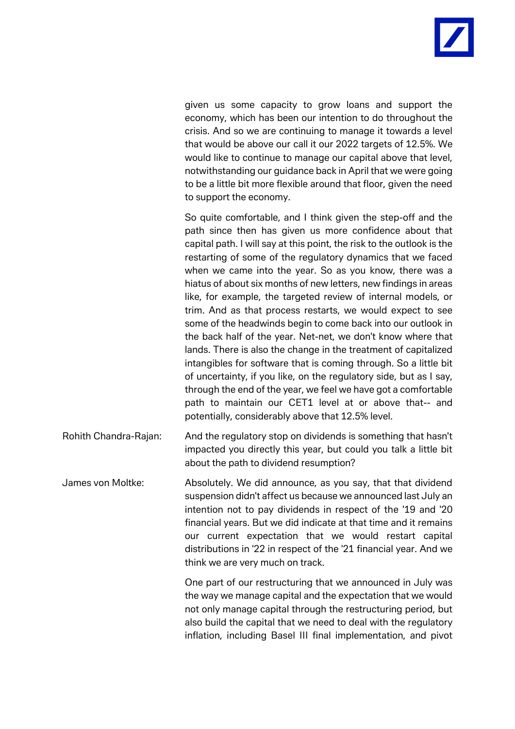given us some capacity to grow loans and support the economy, which has been our intention to do throughout the crisis. And so we are continuing to manage it towards a level that would be above our call it our 2022 targets of 12.5%. We would like to continue to manage our capital above that level, notwithstanding our guidance back in April that we were going to be a little bit more flexible around that floor, given the need to support the economy.

So quite comfortable, and I think given the step-off and the path since then has given us more confidence about that capital path. I will say at this point, the risk to the outlook is the restarting of some of the regulatory dynamics that we faced when we came into the year. So as you know, there was a hiatus of about six months of new letters, new findings in areas like, for example, the targeted review of internal models, or trim. And as that process restarts, we would expect to see some of the headwinds begin to come back into our outlook in the back half of the year. Net-net, we don't know where that lands. There is also the change in the treatment of capitalized intangibles for software that is coming through. So a little bit of uncertainty, if you like, on the regulatory side, but as I say, through the end of the year, we feel we have got a comfortable path to maintain our CET1 level at or above that-- and potentially, considerably above that 12.5% level.

Rohith Chandra-Rajan: And the regulatory stop on dividends is something that hasn't impacted you directly this year, but could you talk a little bit about the path to dividend resumption?

James von Moltke: Absolutely. We did announce, as you say, that that dividend suspension didn't affect us because we announced last July an intention not to pay dividends in respect of the '19 and '20 financial years. But we did indicate at that time and it remains our current expectation that we would restart capital distributions in '22 in respect of the '21 financial year. And we think we are very much on track.

One part of our restructuring that we announced in July was the way we manage capital and the expectation that we would not only manage capital through the restructuring period, but also build the capital that we need to deal with the regulatory inflation, including Basel III final implementation, and pivot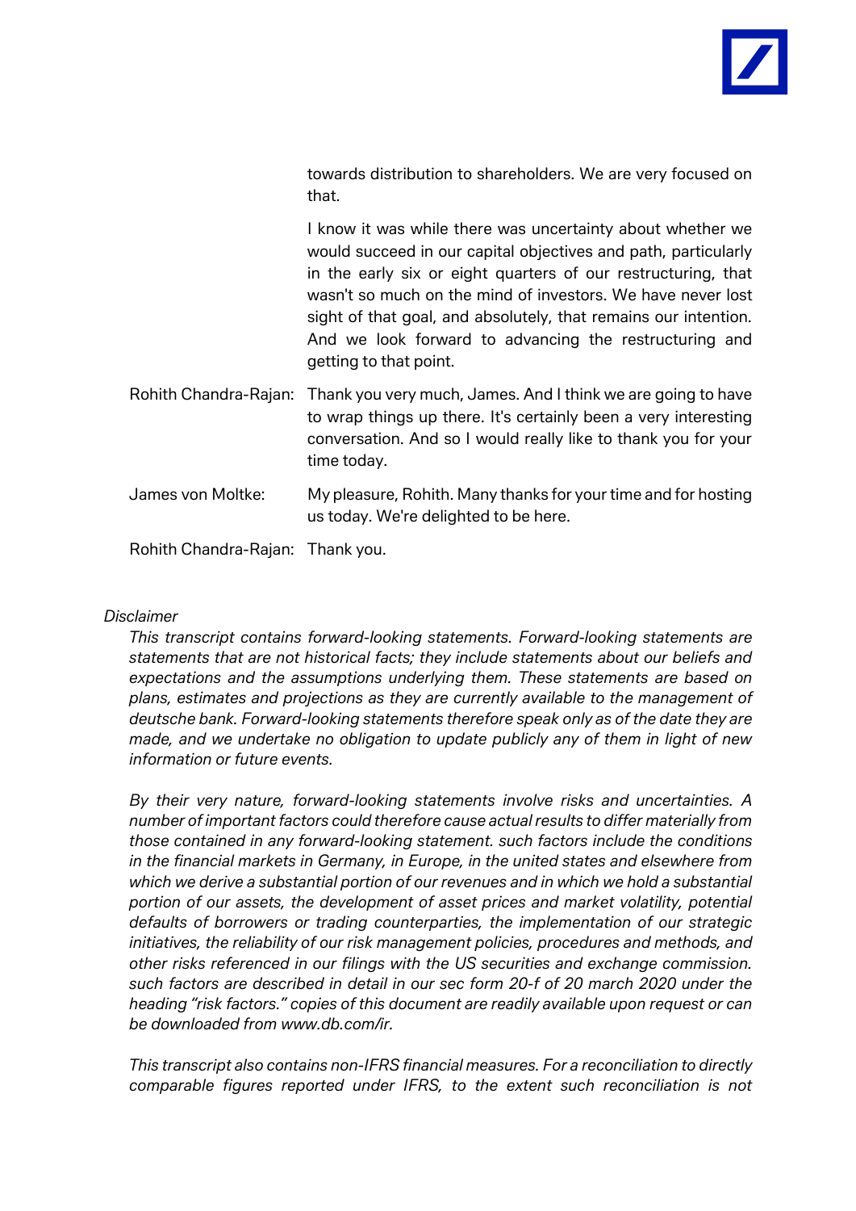towards distribution to shareholders. We are very focused on that.

I know it was while there was uncertainty about whether we would succeed in our capital objectives and path, particularly in the early six or eight quarters of our restructuring, that wasn't so much on the mind of investors. We have never lost sight of that goal, and absolutely, that remains our intention. And we look forward to advancing the restructuring and getting to that point.

Rohith Chandra-Rajan: Thank you very much, James. And I think we are going to have to wrap things up there. It's certainly been a very interesting conversation. And so I would really like to thank you for your time today.

James von Moltke: My pleasure, Rohith. Many thanks for your time and for hosting us today. We're delighted to be here.

Rohith Chandra-Rajan: Thank you.

*Disclaimer*

*This transcript contains forward-looking statements. Forward-looking statements are statements that are not historical facts; they include statements about our beliefs and expectations and the assumptions underlying them. These statements are based on plans, estimates and projections as they are currently available to the management of deutsche bank. Forward-looking statements therefore speak only as of the date they are made, and we undertake no obligation to update publicly any of them in light of new information or future events.*

*By their very nature, forward-looking statements involve risks and uncertainties. A number of important factors could therefore cause actual results to differ materially from those contained in any forward-looking statement. such factors include the conditions in the financial markets in Germany, in Europe, in the united states and elsewhere from which we derive a substantial portion of our revenues and in which we hold a substantial portion of our assets, the development of asset prices and market volatility, potential defaults of borrowers or trading counterparties, the implementation of our strategic initiatives, the reliability of our risk management policies, procedures and methods, and other risks referenced in our filings with the US securities and exchange commission. such factors are described in detail in our sec form 20-f of 20 march 2020 under the heading "risk factors." copies of this document are readily available upon request or can be downloaded from www.db.com/ir.*

*This transcript also contains non-IFRS financial measures. For a reconciliation to directly comparable figures reported under IFRS, to the extent such reconciliation is not*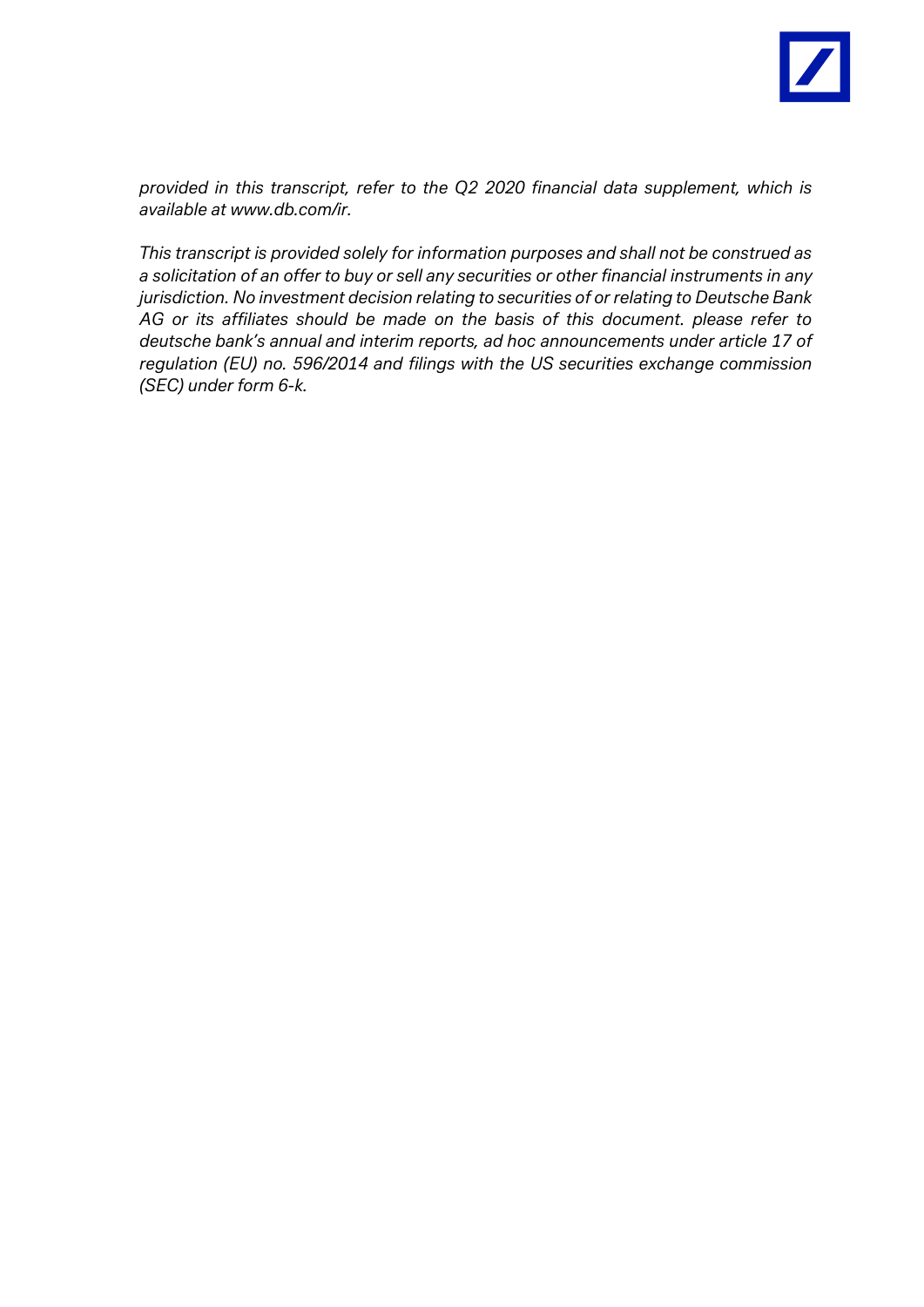*provided in this transcript, refer to the Q2 2020 financial data supplement, which is available at www.db.com/ir.*

*This transcript is provided solely for information purposes and shall not be construed as a solicitation of an offer to buy or sell any securities or other financial instruments in any jurisdiction. No investment decision relating to securities of or relating to Deutsche Bank AG or its affiliates should be made on the basis of this document. please refer to deutsche bank's annual and interim reports, ad hoc announcements under article 17 of regulation (EU) no. 596/2014 and filings with the US securities exchange commission (SEC) under form 6-k.*